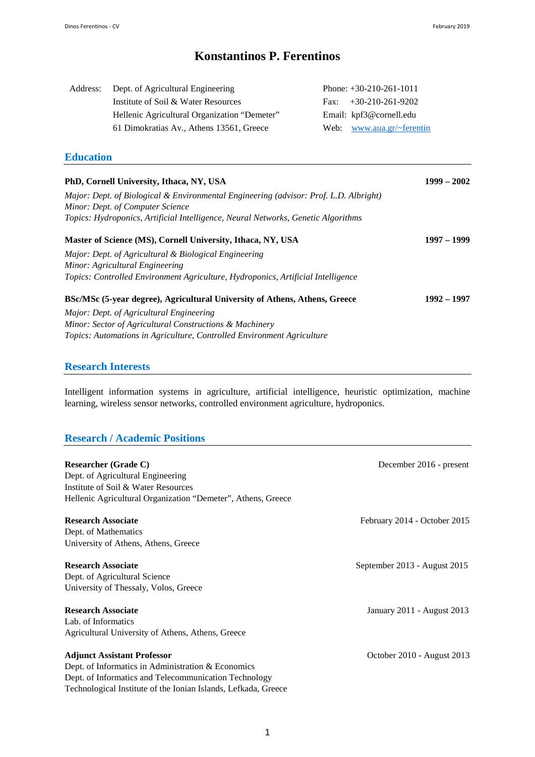# Konstantinos P. Ferentinos

Address: Dept. of Agricultural Engineering
Institute of Soil & Water Resources
Hellenic Agricultural Organization "Demeter"
61 Dimokratias Av., Athens 13561, Greece

Phone: +30-210-261-1011
Fax: +30-210-261-9202
Email: kpf3@cornell.edu
Web: www.aua.gr/~ferentin

## Education

**PhD, Cornell University, Ithaca, NY, USA** **1999 – 2002**

*Major: Dept. of Biological & Environmental Engineering (advisor: Prof. L.D. Albright)*
*Minor: Dept. of Computer Science*
*Topics: Hydroponics, Artificial Intelligence, Neural Networks, Genetic Algorithms*

**Master of Science (MS), Cornell University, Ithaca, NY, USA** **1997 – 1999**

*Major: Dept. of Agricultural & Biological Engineering*
*Minor: Agricultural Engineering*
*Topics: Controlled Environment Agriculture, Hydroponics, Artificial Intelligence*

**BSc/MSc (5-year degree), Agricultural University of Athens, Athens, Greece** **1992 – 1997**

*Major: Dept. of Agricultural Engineering*
*Minor: Sector of Agricultural Constructions & Machinery*
*Topics: Automations in Agriculture, Controlled Environment Agriculture*

## Research Interests

Intelligent information systems in agriculture, artificial intelligence, heuristic optimization, machine learning, wireless sensor networks, controlled environment agriculture, hydroponics.

## Research / Academic Positions

**Researcher (Grade C)** December 2016 - present
Dept. of Agricultural Engineering
Institute of Soil & Water Resources
Hellenic Agricultural Organization "Demeter", Athens, Greece

**Research Associate** February 2014 - October 2015
Dept. of Mathematics
University of Athens, Athens, Greece

**Research Associate** September 2013 - August 2015
Dept. of Agricultural Science
University of Thessaly, Volos, Greece

**Research Associate** January 2011 - August 2013
Lab. of Informatics
Agricultural University of Athens, Athens, Greece

**Adjunct Assistant Professor** October 2010 - August 2013
Dept. of Informatics in Administration & Economics
Dept. of Informatics and Telecommunication Technology
Technological Institute of the Ionian Islands, Lefkada, Greece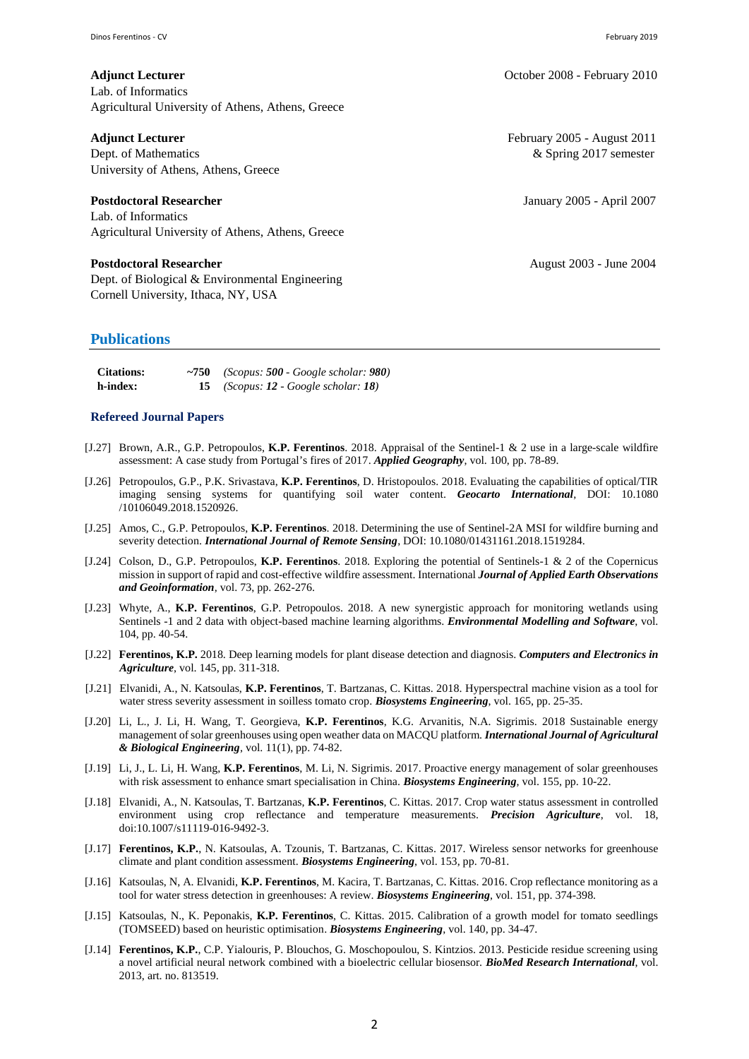**Adjunct Lecturer** October 2008 - February 2010
Lab. of Informatics
Agricultural University of Athens, Athens, Greece

**Adjunct Lecturer** February 2005 - August 2011 & Spring 2017 semester
Dept. of Mathematics
University of Athens, Athens, Greece

**Postdoctoral Researcher** January 2005 - April 2007
Lab. of Informatics
Agricultural University of Athens, Athens, Greece

**Postdoctoral Researcher** August 2003 - June 2004
Dept. of Biological & Environmental Engineering
Cornell University, Ithaca, NY, USA

## Publications

| | | |
|---|---|---|
| **Citations:** | **~750** | *(Scopus: **500** - Google scholar: **980**)* |
| **h-index:** | **15** | *(Scopus: **12** - Google scholar: **18**)* |

### Refereed Journal Papers

[J.27] Brown, A.R., G.P. Petropoulos, **K.P. Ferentinos**. 2018. Appraisal of the Sentinel-1 & 2 use in a large-scale wildfire assessment: A case study from Portugal's fires of 2017. ***Applied Geography***, vol. 100, pp. 78-89.

[J.26] Petropoulos, G.P., P.K. Srivastava, **K.P. Ferentinos**, D. Hristopoulos. 2018. Evaluating the capabilities of optical/TIR imaging sensing systems for quantifying soil water content. ***Geocarto International***, DOI: 10.1080 /10106049.2018.1520926.

[J.25] Amos, C., G.P. Petropoulos, **K.P. Ferentinos**. 2018. Determining the use of Sentinel-2A MSI for wildfire burning and severity detection. ***International Journal of Remote Sensing***, DOI: 10.1080/01431161.2018.1519284.

[J.24] Colson, D., G.P. Petropoulos, **K.P. Ferentinos**. 2018. Exploring the potential of Sentinels-1 & 2 of the Copernicus mission in support of rapid and cost-effective wildfire assessment. International ***Journal of Applied Earth Observations and Geoinformation***, vol. 73, pp. 262-276.

[J.23] Whyte, A., **K.P. Ferentinos**, G.P. Petropoulos. 2018. A new synergistic approach for monitoring wetlands using Sentinels -1 and 2 data with object-based machine learning algorithms. ***Environmental Modelling and Software***, vol. 104, pp. 40-54.

[J.22] **Ferentinos, K.P.** 2018. Deep learning models for plant disease detection and diagnosis. ***Computers and Electronics in Agriculture***, vol. 145, pp. 311-318.

[J.21] Elvanidi, A., N. Katsoulas, **K.P. Ferentinos**, T. Bartzanas, C. Kittas. 2018. Hyperspectral machine vision as a tool for water stress severity assessment in soilless tomato crop. ***Biosystems Engineering***, vol. 165, pp. 25-35.

[J.20] Li, L., J. Li, H. Wang, T. Georgieva, **K.P. Ferentinos**, K.G. Arvanitis, N.A. Sigrimis. 2018 Sustainable energy management of solar greenhouses using open weather data on MACQU platform. ***International Journal of Agricultural & Biological Engineering***, vol. 11(1), pp. 74-82.

[J.19] Li, J., L. Li, H. Wang, **K.P. Ferentinos**, M. Li, N. Sigrimis. 2017. Proactive energy management of solar greenhouses with risk assessment to enhance smart specialisation in China. ***Biosystems Engineering***, vol. 155, pp. 10-22.

[J.18] Elvanidi, A., N. Katsoulas, T. Bartzanas, **K.P. Ferentinos**, C. Kittas. 2017. Crop water status assessment in controlled environment using crop reflectance and temperature measurements. ***Precision Agriculture***, vol. 18, doi:10.1007/s11119-016-9492-3.

[J.17] **Ferentinos, K.P.**, N. Katsoulas, A. Tzounis, T. Bartzanas, C. Kittas. 2017. Wireless sensor networks for greenhouse climate and plant condition assessment. ***Biosystems Engineering***, vol. 153, pp. 70-81.

[J.16] Katsoulas, N, A. Elvanidi, **K.P. Ferentinos**, M. Kacira, T. Bartzanas, C. Kittas. 2016. Crop reflectance monitoring as a tool for water stress detection in greenhouses: A review. ***Biosystems Engineering***, vol. 151, pp. 374-398.

[J.15] Katsoulas, N., K. Peponakis, **K.P. Ferentinos**, C. Kittas. 2015. Calibration of a growth model for tomato seedlings (TOMSEED) based on heuristic optimisation. ***Biosystems Engineering***, vol. 140, pp. 34-47.

[J.14] **Ferentinos, K.P.**, C.P. Yialouris, P. Blouchos, G. Moschopoulou, S. Kintzios. 2013. Pesticide residue screening using a novel artificial neural network combined with a bioelectric cellular biosensor. ***BioMed Research International***, vol. 2013, art. no. 813519.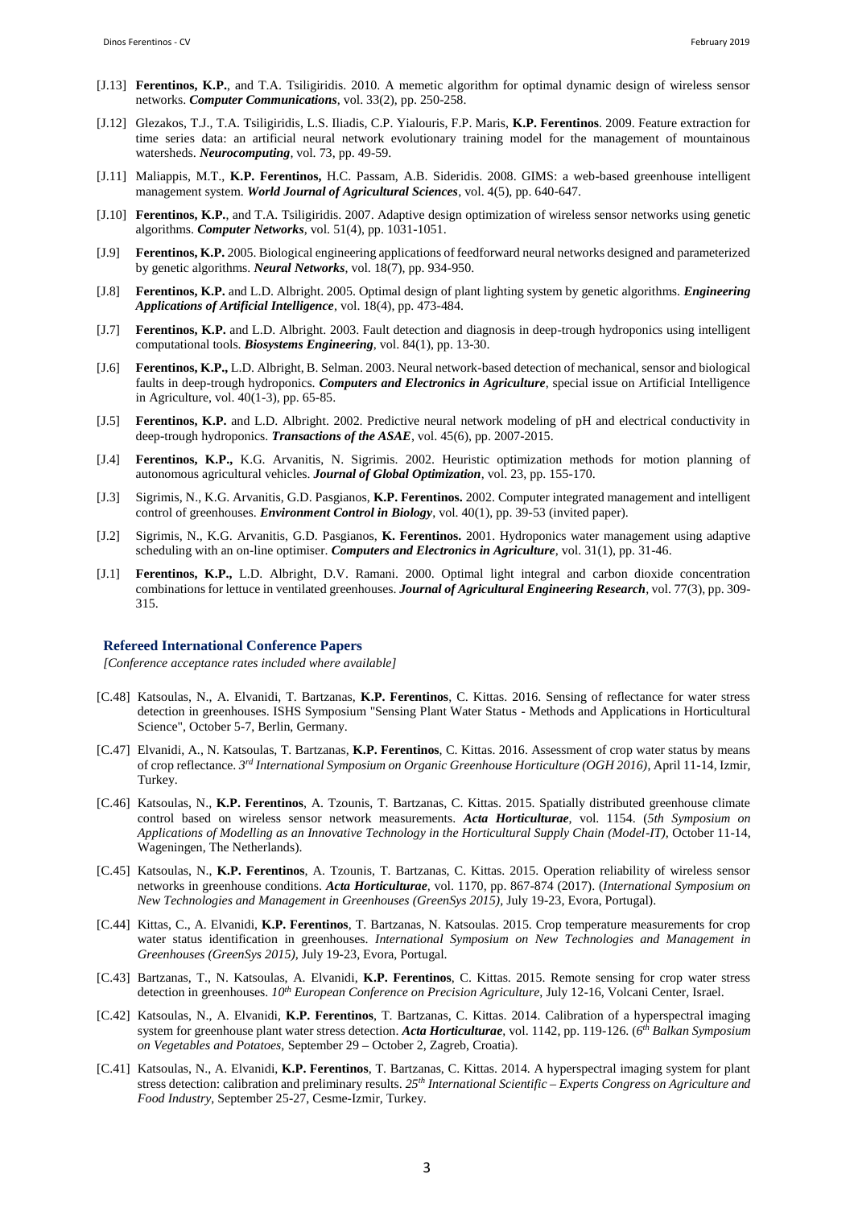[J.13] **Ferentinos, K.P.**, and T.A. Tsiligiridis. 2010. A memetic algorithm for optimal dynamic design of wireless sensor networks. ***Computer Communications***, vol. 33(2), pp. 250-258.

[J.12] Glezakos, T.J., T.A. Tsiligiridis, L.S. Iliadis, C.P. Yialouris, F.P. Maris, **K.P. Ferentinos**. 2009. Feature extraction for time series data: an artificial neural network evolutionary training model for the management of mountainous watersheds. ***Neurocomputing***, vol. 73, pp. 49-59.

[J.11] Maliappis, M.T., **K.P. Ferentinos,** H.C. Passam, A.B. Sideridis. 2008. GIMS: a web-based greenhouse intelligent management system. ***World Journal of Agricultural Sciences***, vol. 4(5), pp. 640-647.

[J.10] **Ferentinos, K.P.**, and T.A. Tsiligiridis. 2007. Adaptive design optimization of wireless sensor networks using genetic algorithms. ***Computer Networks***, vol. 51(4), pp. 1031-1051.

[J.9] **Ferentinos, K.P.** 2005. Biological engineering applications of feedforward neural networks designed and parameterized by genetic algorithms. ***Neural Networks***, vol. 18(7), pp. 934-950.

[J.8] **Ferentinos, K.P.** and L.D. Albright. 2005. Optimal design of plant lighting system by genetic algorithms. ***Engineering Applications of Artificial Intelligence***, vol. 18(4), pp. 473-484.

[J.7] **Ferentinos, K.P.** and L.D. Albright. 2003. Fault detection and diagnosis in deep-trough hydroponics using intelligent computational tools. ***Biosystems Engineering***, vol. 84(1), pp. 13-30.

[J.6] **Ferentinos, K.P.,** L.D. Albright, B. Selman. 2003. Neural network-based detection of mechanical, sensor and biological faults in deep-trough hydroponics. ***Computers and Electronics in Agriculture***, special issue on Artificial Intelligence in Agriculture, vol. 40(1-3), pp. 65-85.

[J.5] **Ferentinos, K.P.** and L.D. Albright. 2002. Predictive neural network modeling of pH and electrical conductivity in deep-trough hydroponics. ***Transactions of the ASAE***, vol. 45(6), pp. 2007-2015.

[J.4] **Ferentinos, K.P.,** K.G. Arvanitis, N. Sigrimis. 2002. Heuristic optimization methods for motion planning of autonomous agricultural vehicles. ***Journal of Global Optimization***, vol. 23, pp. 155-170.

[J.3] Sigrimis, N., K.G. Arvanitis, G.D. Pasgianos, **K.P. Ferentinos.** 2002. Computer integrated management and intelligent control of greenhouses. ***Environment Control in Biology***, vol. 40(1), pp. 39-53 (invited paper).

[J.2] Sigrimis, N., K.G. Arvanitis, G.D. Pasgianos, **K. Ferentinos.** 2001. Hydroponics water management using adaptive scheduling with an on-line optimiser. ***Computers and Electronics in Agriculture***, vol. 31(1), pp. 31-46.

[J.1] **Ferentinos, K.P.,** L.D. Albright, D.V. Ramani. 2000. Optimal light integral and carbon dioxide concentration combinations for lettuce in ventilated greenhouses. ***Journal of Agricultural Engineering Research***, vol. 77(3), pp. 309-315.

### Refereed International Conference Papers

*[Conference acceptance rates included where available]*

[C.48] Katsoulas, N., A. Elvanidi, T. Bartzanas, **K.P. Ferentinos**, C. Kittas. 2016. Sensing of reflectance for water stress detection in greenhouses. ISHS Symposium "Sensing Plant Water Status - Methods and Applications in Horticultural Science", October 5-7, Berlin, Germany.

[C.47] Elvanidi, A., N. Katsoulas, T. Bartzanas, **K.P. Ferentinos**, C. Kittas. 2016. Assessment of crop water status by means of crop reflectance. *3rd International Symposium on Organic Greenhouse Horticulture (OGH 2016)*, April 11-14, Izmir, Turkey.

[C.46] Katsoulas, N., **K.P. Ferentinos**, A. Tzounis, T. Bartzanas, C. Kittas. 2015. Spatially distributed greenhouse climate control based on wireless sensor network measurements. ***Acta Horticulturae***, vol. 1154. (*5th Symposium on Applications of Modelling as an Innovative Technology in the Horticultural Supply Chain (Model-IT)*, October 11-14, Wageningen, The Netherlands).

[C.45] Katsoulas, N., **K.P. Ferentinos**, A. Tzounis, T. Bartzanas, C. Kittas. 2015. Operation reliability of wireless sensor networks in greenhouse conditions. ***Acta Horticulturae***, vol. 1170, pp. 867-874 (2017). (*International Symposium on New Technologies and Management in Greenhouses (GreenSys 2015)*, July 19-23, Evora, Portugal).

[C.44] Kittas, C., A. Elvanidi, **K.P. Ferentinos**, T. Bartzanas, N. Katsoulas. 2015. Crop temperature measurements for crop water status identification in greenhouses. *International Symposium on New Technologies and Management in Greenhouses (GreenSys 2015)*, July 19-23, Evora, Portugal.

[C.43] Bartzanas, T., N. Katsoulas, A. Elvanidi, **K.P. Ferentinos**, C. Kittas. 2015. Remote sensing for crop water stress detection in greenhouses. *10th European Conference on Precision Agriculture*, July 12-16, Volcani Center, Israel.

[C.42] Katsoulas, N., A. Elvanidi, **K.P. Ferentinos**, T. Bartzanas, C. Kittas. 2014. Calibration of a hyperspectral imaging system for greenhouse plant water stress detection. ***Acta Horticulturae***, vol. 1142, pp. 119-126. (*6th Balkan Symposium on Vegetables and Potatoes*, September 29 – October 2, Zagreb, Croatia).

[C.41] Katsoulas, N., A. Elvanidi, **K.P. Ferentinos**, T. Bartzanas, C. Kittas. 2014. A hyperspectral imaging system for plant stress detection: calibration and preliminary results. *25th International Scientific – Experts Congress on Agriculture and Food Industry*, September 25-27, Cesme-Izmir, Turkey.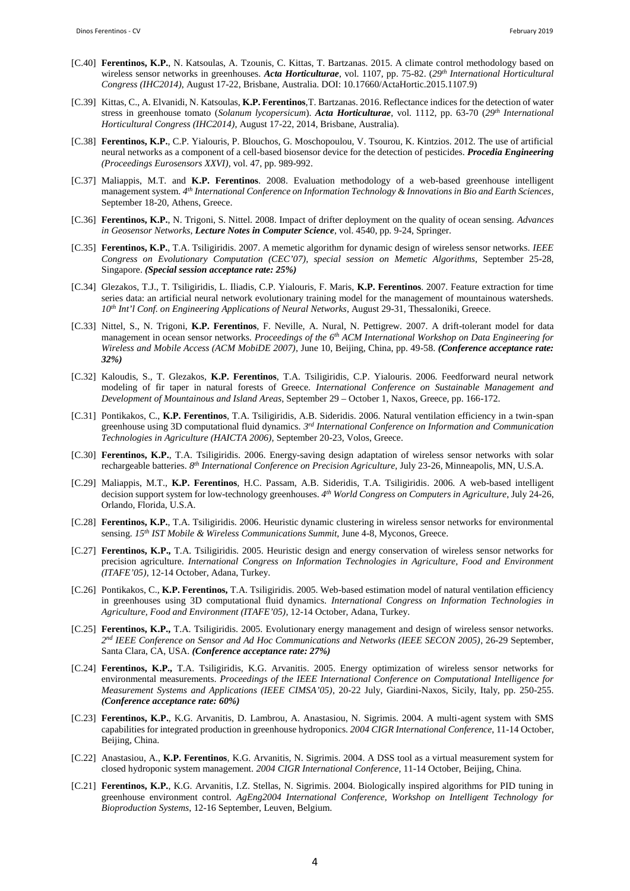[C.40] **Ferentinos, K.P.**, N. Katsoulas, A. Tzounis, C. Kittas, T. Bartzanas. 2015. A climate control methodology based on wireless sensor networks in greenhouses. ***Acta Horticulturae***, vol. 1107, pp. 75-82. (*29th International Horticultural Congress (IHC2014)*, August 17-22, Brisbane, Australia. DOI: 10.17660/ActaHortic.2015.1107.9)

[C.39] Kittas, C., A. Elvanidi, N. Katsoulas, **K.P. Ferentinos**, T. Bartzanas. 2016. Reflectance indices for the detection of water stress in greenhouse tomato (*Solanum lycopersicum*). ***Acta Horticulturae***, vol. 1112, pp. 63-70 (*29th International Horticultural Congress (IHC2014)*, August 17-22, 2014, Brisbane, Australia).

[C.38] **Ferentinos, K.P.**, C.P. Yialouris, P. Blouchos, G. Moschopoulou, V. Tsourou, K. Kintzios. 2012. The use of artificial neural networks as a component of a cell-based biosensor device for the detection of pesticides. ***Procedia Engineering (Proceedings Eurosensors XXVI)***, vol. 47, pp. 989-992.

[C.37] Maliappis, M.T. and **K.P. Ferentinos**. 2008. Evaluation methodology of a web-based greenhouse intelligent management system. *4th International Conference on Information Technology & Innovations in Bio and Earth Sciences*, September 18-20, Athens, Greece.

[C.36] **Ferentinos, K.P.**, N. Trigoni, S. Nittel. 2008. Impact of drifter deployment on the quality of ocean sensing. *Advances in Geosensor Networks*, ***Lecture Notes in Computer Science***, vol. 4540, pp. 9-24, Springer.

[C.35] **Ferentinos, K.P.**, T.A. Tsiligiridis. 2007. A memetic algorithm for dynamic design of wireless sensor networks. *IEEE Congress on Evolutionary Computation (CEC'07), special session on Memetic Algorithms*, September 25-28, Singapore. ***(Special session acceptance rate: 25%)***

[C.34] Glezakos, T.J., T. Tsiligiridis, L. Iliadis, C.P. Yialouris, F. Maris, **K.P. Ferentinos**. 2007. Feature extraction for time series data: an artificial neural network evolutionary training model for the management of mountainous watersheds. *10th Int'l Conf. on Engineering Applications of Neural Networks*, August 29-31, Thessaloniki, Greece.

[C.33] Nittel, S., N. Trigoni, **K.P. Ferentinos**, F. Neville, A. Nural, N. Pettigrew. 2007. A drift-tolerant model for data management in ocean sensor networks. *Proceedings of the 6th ACM International Workshop on Data Engineering for Wireless and Mobile Access (ACM MobiDE 2007)*, June 10, Beijing, China, pp. 49-58. ***(Conference acceptance rate: 32%)***

[C.32] Kaloudis, S., T. Glezakos, **K.P. Ferentinos**, T.A. Tsiligiridis, C.P. Yialouris. 2006. Feedforward neural network modeling of fir taper in natural forests of Greece. *International Conference on Sustainable Management and Development of Mountainous and Island Areas*, September 29 – October 1, Naxos, Greece, pp. 166-172.

[C.31] Pontikakos, C., **K.P. Ferentinos**, T.A. Tsiligiridis, A.B. Sideridis. 2006. Natural ventilation efficiency in a twin-span greenhouse using 3D computational fluid dynamics. *3rd International Conference on Information and Communication Technologies in Agriculture (HAICTA 2006)*, September 20-23, Volos, Greece.

[C.30] **Ferentinos, K.P.**, T.A. Tsiligiridis. 2006. Energy-saving design adaptation of wireless sensor networks with solar rechargeable batteries. *8th International Conference on Precision Agriculture*, July 23-26, Minneapolis, MN, U.S.A.

[C.29] Maliappis, M.T., **K.P. Ferentinos**, H.C. Passam, A.B. Sideridis, T.A. Tsiligiridis. 2006. A web-based intelligent decision support system for low-technology greenhouses. *4th World Congress on Computers in Agriculture*, July 24-26, Orlando, Florida, U.S.A.

[C.28] **Ferentinos, K.P.**, T.A. Tsiligiridis. 2006. Heuristic dynamic clustering in wireless sensor networks for environmental sensing. *15th IST Mobile & Wireless Communications Summit*, June 4-8, Myconos, Greece.

[C.27] **Ferentinos, K.P.,** T.A. Tsiligiridis. 2005. Heuristic design and energy conservation of wireless sensor networks for precision agriculture. *International Congress on Information Technologies in Agriculture, Food and Environment (ITAFE'05)*, 12-14 October, Adana, Turkey.

[C.26] Pontikakos, C., **K.P. Ferentinos,** T.A. Tsiligiridis. 2005. Web-based estimation model of natural ventilation efficiency in greenhouses using 3D computational fluid dynamics. *International Congress on Information Technologies in Agriculture, Food and Environment (ITAFE'05)*, 12-14 October, Adana, Turkey.

[C.25] **Ferentinos, K.P.,** T.A. Tsiligiridis. 2005. Evolutionary energy management and design of wireless sensor networks. *2nd IEEE Conference on Sensor and Ad Hoc Communications and Networks (IEEE SECON 2005)*, 26-29 September, Santa Clara, CA, USA. ***(Conference acceptance rate: 27%)***

[C.24] **Ferentinos, K.P.,** T.A. Tsiligiridis, K.G. Arvanitis. 2005. Energy optimization of wireless sensor networks for environmental measurements. *Proceedings of the IEEE International Conference on Computational Intelligence for Measurement Systems and Applications (IEEE CIMSA'05)*, 20-22 July, Giardini-Naxos, Sicily, Italy, pp. 250-255. ***(Conference acceptance rate: 60%)***

[C.23] **Ferentinos, K.P.**, K.G. Arvanitis, D. Lambrou, A. Anastasiou, N. Sigrimis. 2004. A multi-agent system with SMS capabilities for integrated production in greenhouse hydroponics. *2004 CIGR International Conference*, 11-14 October, Beijing, China.

[C.22] Anastasiou, A., **K.P. Ferentinos**, K.G. Arvanitis, N. Sigrimis. 2004. A DSS tool as a virtual measurement system for closed hydroponic system management. *2004 CIGR International Conference*, 11-14 October, Beijing, China.

[C.21] **Ferentinos, K.P.**, K.G. Arvanitis, I.Z. Stellas, N. Sigrimis. 2004. Biologically inspired algorithms for PID tuning in greenhouse environment control. *AgEng2004 International Conference, Workshop on Intelligent Technology for Bioproduction Systems*, 12-16 September, Leuven, Belgium.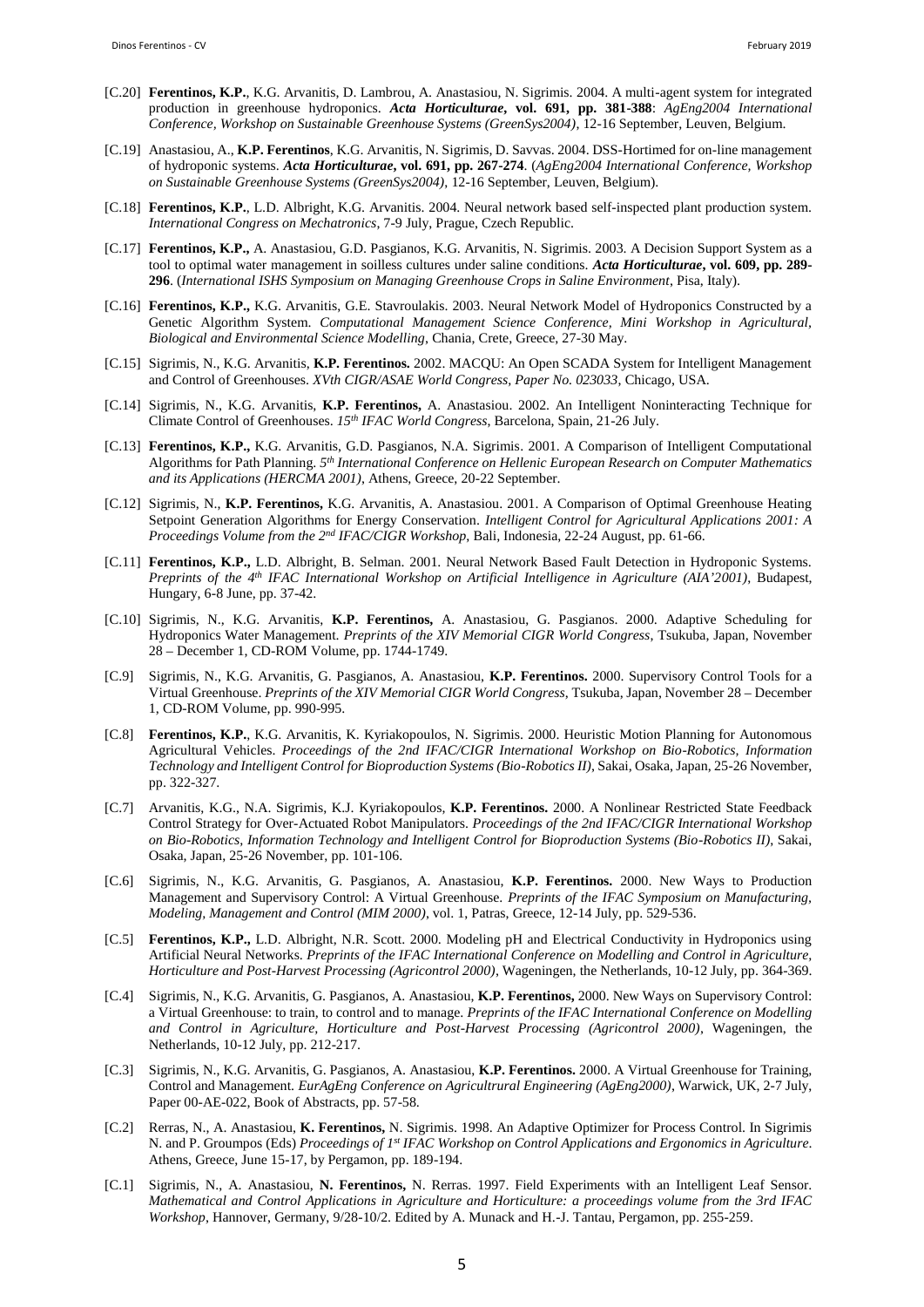- [C.20] **Ferentinos, K.P.**, K.G. Arvanitis, D. Lambrou, A. Anastasiou, N. Sigrimis. 2004. A multi-agent system for integrated production in greenhouse hydroponics. ***Acta Horticulturae*, vol. 691, pp. 381-388**: *AgEng2004 International Conference, Workshop on Sustainable Greenhouse Systems (GreenSys2004)*, 12-16 September, Leuven, Belgium.

- [C.19] Anastasiou, A., **K.P. Ferentinos**, K.G. Arvanitis, N. Sigrimis, D. Savvas. 2004. DSS-Hortimed for on-line management of hydroponic systems. ***Acta Horticulturae*, vol. 691, pp. 267-274**. (*AgEng2004 International Conference, Workshop on Sustainable Greenhouse Systems (GreenSys2004)*, 12-16 September, Leuven, Belgium).

- [C.18] **Ferentinos, K.P.**, L.D. Albright, K.G. Arvanitis. 2004. Neural network based self-inspected plant production system. *International Congress on Mechatronics*, 7-9 July, Prague, Czech Republic.

- [C.17] **Ferentinos, K.P.,** A. Anastasiou, G.D. Pasgianos, K.G. Arvanitis, N. Sigrimis. 2003. A Decision Support System as a tool to optimal water management in soilless cultures under saline conditions. ***Acta Horticulturae*, vol. 609, pp. 289-296**. (*International ISHS Symposium on Managing Greenhouse Crops in Saline Environment*, Pisa, Italy).

- [C.16] **Ferentinos, K.P.,** K.G. Arvanitis, G.E. Stavroulakis. 2003. Neural Network Model of Hydroponics Constructed by a Genetic Algorithm System. *Computational Management Science Conference, Mini Workshop in Agricultural, Biological and Environmental Science Modelling*, Chania, Crete, Greece, 27-30 May.

- [C.15] Sigrimis, N., K.G. Arvanitis, **K.P. Ferentinos.** 2002. MACQU: An Open SCADA System for Intelligent Management and Control of Greenhouses. *XVth CIGR/ASAE World Congress, Paper No. 023033*, Chicago, USA.

- [C.14] Sigrimis, N., K.G. Arvanitis, **K.P. Ferentinos,** A. Anastasiou. 2002. An Intelligent Noninteracting Technique for Climate Control of Greenhouses. *15th IFAC World Congress*, Barcelona, Spain, 21-26 July.

- [C.13] **Ferentinos, K.P.,** K.G. Arvanitis, G.D. Pasgianos, N.A. Sigrimis. 2001. A Comparison of Intelligent Computational Algorithms for Path Planning. *5th International Conference on Hellenic European Research on Computer Mathematics and its Applications (HERCMA 2001)*, Athens, Greece, 20-22 September.

- [C.12] Sigrimis, N., **K.P. Ferentinos,** K.G. Arvanitis, A. Anastasiou. 2001. A Comparison of Optimal Greenhouse Heating Setpoint Generation Algorithms for Energy Conservation. *Intelligent Control for Agricultural Applications 2001: A Proceedings Volume from the 2nd IFAC/CIGR Workshop*, Bali, Indonesia, 22-24 August, pp. 61-66.

- [C.11] **Ferentinos, K.P.,** L.D. Albright, B. Selman. 2001. Neural Network Based Fault Detection in Hydroponic Systems. *Preprints of the 4th IFAC International Workshop on Artificial Intelligence in Agriculture (AIA'2001)*, Budapest, Hungary, 6-8 June, pp. 37-42.

- [C.10] Sigrimis, N., K.G. Arvanitis, **K.P. Ferentinos,** A. Anastasiou, G. Pasgianos. 2000. Adaptive Scheduling for Hydroponics Water Management. *Preprints of the XIV Memorial CIGR World Congress*, Tsukuba, Japan, November 28 – December 1, CD-ROM Volume, pp. 1744-1749.

- [C.9] Sigrimis, N., K.G. Arvanitis, G. Pasgianos, A. Anastasiou, **K.P. Ferentinos.** 2000. Supervisory Control Tools for a Virtual Greenhouse. *Preprints of the XIV Memorial CIGR World Congress*, Tsukuba, Japan, November 28 – December 1, CD-ROM Volume, pp. 990-995.

- [C.8] **Ferentinos, K.P.**, K.G. Arvanitis, K. Kyriakopoulos, N. Sigrimis. 2000. Heuristic Motion Planning for Autonomous Agricultural Vehicles. *Proceedings of the 2nd IFAC/CIGR International Workshop on Bio-Robotics, Information Technology and Intelligent Control for Bioproduction Systems (Bio-Robotics II)*, Sakai, Osaka, Japan, 25-26 November, pp. 322-327.

- [C.7] Arvanitis, K.G., N.A. Sigrimis, K.J. Kyriakopoulos, **K.P. Ferentinos.** 2000. A Nonlinear Restricted State Feedback Control Strategy for Over-Actuated Robot Manipulators. *Proceedings of the 2nd IFAC/CIGR International Workshop on Bio-Robotics, Information Technology and Intelligent Control for Bioproduction Systems (Bio-Robotics II)*, Sakai, Osaka, Japan, 25-26 November, pp. 101-106.

- [C.6] Sigrimis, N., K.G. Arvanitis, G. Pasgianos, A. Anastasiou, **K.P. Ferentinos.** 2000. New Ways to Production Management and Supervisory Control: A Virtual Greenhouse. *Preprints of the IFAC Symposium on Manufacturing, Modeling, Management and Control (MIM 2000)*, vol. 1, Patras, Greece, 12-14 July, pp. 529-536.

- [C.5] **Ferentinos, K.P.,** L.D. Albright, N.R. Scott. 2000. Modeling pH and Electrical Conductivity in Hydroponics using Artificial Neural Networks. *Preprints of the IFAC International Conference on Modelling and Control in Agriculture, Horticulture and Post-Harvest Processing (Agricontrol 2000)*, Wageningen, the Netherlands, 10-12 July, pp. 364-369.

- [C.4] Sigrimis, N., K.G. Arvanitis, G. Pasgianos, A. Anastasiou, **K.P. Ferentinos,** 2000. New Ways on Supervisory Control: a Virtual Greenhouse: to train, to control and to manage. *Preprints of the IFAC International Conference on Modelling and Control in Agriculture, Horticulture and Post-Harvest Processing (Agricontrol 2000)*, Wageningen, the Netherlands, 10-12 July, pp. 212-217.

- [C.3] Sigrimis, N., K.G. Arvanitis, G. Pasgianos, A. Anastasiou, **K.P. Ferentinos.** 2000. A Virtual Greenhouse for Training, Control and Management. *EurAgEng Conference on Agricultrural Engineering (AgEng2000)*, Warwick, UK, 2-7 July, Paper 00-AE-022, Book of Abstracts, pp. 57-58.

- [C.2] Rerras, N., A. Anastasiou, **K. Ferentinos,** N. Sigrimis. 1998. An Adaptive Optimizer for Process Control. In Sigrimis N. and P. Groumpos (Eds) *Proceedings of 1st IFAC Workshop on Control Applications and Ergonomics in Agriculture*. Athens, Greece, June 15-17, by Pergamon, pp. 189-194.

- [C.1] Sigrimis, N., A. Anastasiou, **N. Ferentinos,** N. Rerras. 1997. Field Experiments with an Intelligent Leaf Sensor. *Mathematical and Control Applications in Agriculture and Horticulture: a proceedings volume from the 3rd IFAC Workshop*, Hannover, Germany, 9/28-10/2. Edited by A. Munack and H.-J. Tantau, Pergamon, pp. 255-259.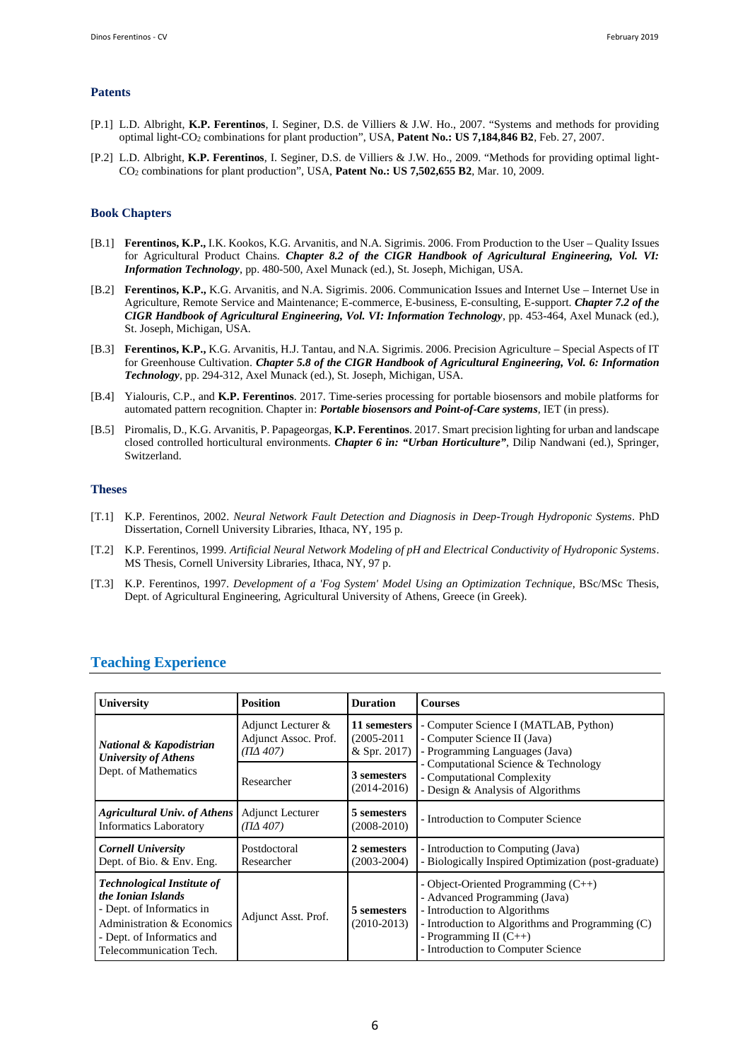### Patents

[P.1] L.D. Albright, **K.P. Ferentinos**, I. Seginer, D.S. de Villiers & J.W. Ho., 2007. "Systems and methods for providing optimal light-$CO_2$ combinations for plant production", USA, **Patent No.: US 7,184,846 B2**, Feb. 27, 2007.

[P.2] L.D. Albright, **K.P. Ferentinos**, I. Seginer, D.S. de Villiers & J.W. Ho., 2009. "Methods for providing optimal light-$CO_2$ combinations for plant production", USA, **Patent No.: US 7,502,655 B2**, Mar. 10, 2009.

### Book Chapters

[B.1] **Ferentinos, K.P.,** I.K. Kookos, K.G. Arvanitis, and N.A. Sigrimis. 2006. From Production to the User – Quality Issues for Agricultural Product Chains. ***Chapter 8.2 of the CIGR Handbook of Agricultural Engineering, Vol. VI: Information Technology***, pp. 480-500, Axel Munack (ed.), St. Joseph, Michigan, USA.

[B.2] **Ferentinos, K.P.,** K.G. Arvanitis, and N.A. Sigrimis. 2006. Communication Issues and Internet Use – Internet Use in Agriculture, Remote Service and Maintenance; E-commerce, E-business, E-consulting, E-support. ***Chapter 7.2 of the CIGR Handbook of Agricultural Engineering, Vol. VI: Information Technology***, pp. 453-464, Axel Munack (ed.), St. Joseph, Michigan, USA.

[B.3] **Ferentinos, K.P.,** K.G. Arvanitis, H.J. Tantau, and N.A. Sigrimis. 2006. Precision Agriculture – Special Aspects of IT for Greenhouse Cultivation. ***Chapter 5.8 of the CIGR Handbook of Agricultural Engineering, Vol. 6: Information Technology***, pp. 294-312, Axel Munack (ed.), St. Joseph, Michigan, USA.

[B.4] Yialouris, C.P., and **K.P. Ferentinos**. 2017. Time-series processing for portable biosensors and mobile platforms for automated pattern recognition. Chapter in: ***Portable biosensors and Point-of-Care systems***, IET (in press).

[B.5] Piromalis, D., K.G. Arvanitis, P. Papageorgas, **K.P. Ferentinos**. 2017. Smart precision lighting for urban and landscape closed controlled horticultural environments. ***Chapter 6 in: "Urban Horticulture"***, Dilip Nandwani (ed.), Springer, Switzerland.

### Theses

[T.1] K.P. Ferentinos, 2002. *Neural Network Fault Detection and Diagnosis in Deep-Trough Hydroponic Systems*. PhD Dissertation, Cornell University Libraries, Ithaca, NY, 195 p.

[T.2] K.P. Ferentinos, 1999. *Artificial Neural Network Modeling of pH and Electrical Conductivity of Hydroponic Systems*. MS Thesis, Cornell University Libraries, Ithaca, NY, 97 p.

[T.3] K.P. Ferentinos, 1997. *Development of a 'Fog System' Model Using an Optimization Technique*, BSc/MSc Thesis, Dept. of Agricultural Engineering, Agricultural University of Athens, Greece (in Greek).

## Teaching Experience

| University | Position | Duration | Courses |
|---|---|---|---|
| ***National & Kapodistrian University of Athens*** Dept. of Mathematics | Adjunct Lecturer & Adjunct Assoc. Prof. *(ΠΔ 407)* | **11 semesters** (2005-2011 & Spr. 2017) | - Computer Science I (MATLAB, Python)<br>- Computer Science II (Java)<br>- Programming Languages (Java)<br>- Computational Science & Technology<br>- Computational Complexity<br>- Design & Analysis of Algorithms |
| | Researcher | **3 semesters** (2014-2016) | |
| ***Agricultural Univ. of Athens*** Informatics Laboratory | Adjunct Lecturer *(ΠΔ 407)* | **5 semesters** (2008-2010) | - Introduction to Computer Science |
| ***Cornell University*** Dept. of Bio. & Env. Eng. | Postdoctoral Researcher | **2 semesters** (2003-2004) | - Introduction to Computing (Java)<br>- Biologically Inspired Optimization (post-graduate) |
| ***Technological Institute of the Ionian Islands***<br>- Dept. of Informatics in Administration & Economics<br>- Dept. of Informatics and Telecommunication Tech. | Adjunct Asst. Prof. | **5 semesters** (2010-2013) | - Object-Oriented Programming (C++)<br>- Advanced Programming (Java)<br>- Introduction to Algorithms<br>- Introduction to Algorithms and Programming (C)<br>- Programming II (C++)<br>- Introduction to Computer Science |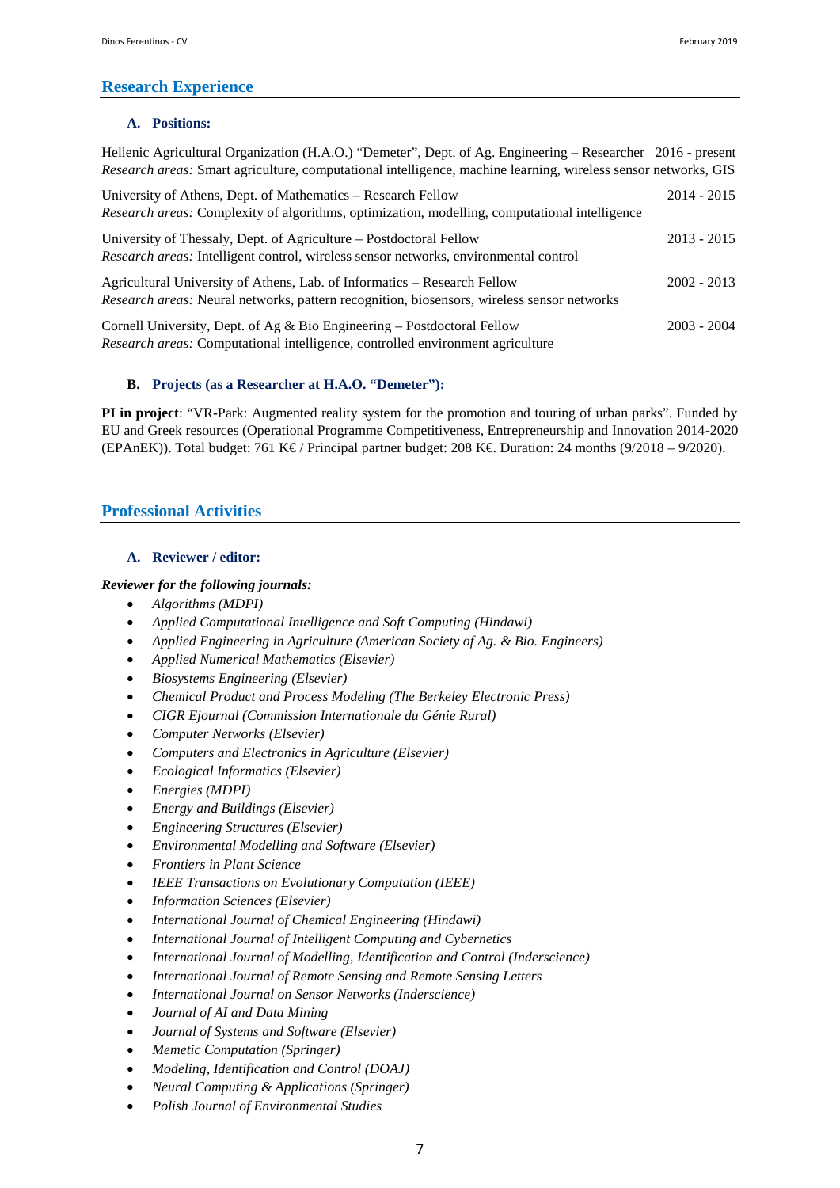## Research Experience

### A. Positions:

Hellenic Agricultural Organization (H.A.O.) "Demeter", Dept. of Ag. Engineering – Researcher 2016 - present
*Research areas:* Smart agriculture, computational intelligence, machine learning, wireless sensor networks, GIS

University of Athens, Dept. of Mathematics – Research Fellow 2014 - 2015
*Research areas:* Complexity of algorithms, optimization, modelling, computational intelligence

University of Thessaly, Dept. of Agriculture – Postdoctoral Fellow 2013 - 2015
*Research areas:* Intelligent control, wireless sensor networks, environmental control

Agricultural University of Athens, Lab. of Informatics – Research Fellow 2002 - 2013
*Research areas:* Neural networks, pattern recognition, biosensors, wireless sensor networks

Cornell University, Dept. of Ag & Bio Engineering – Postdoctoral Fellow 2003 - 2004
*Research areas:* Computational intelligence, controlled environment agriculture

### B. Projects (as a Researcher at H.A.O. "Demeter"):

**PI in project**: "VR-Park: Augmented reality system for the promotion and touring of urban parks". Funded by EU and Greek resources (Operational Programme Competitiveness, Entrepreneurship and Innovation 2014-2020 (EPAnEK)). Total budget: 761 K€ / Principal partner budget: 208 K€. Duration: 24 months (9/2018 – 9/2020).

## Professional Activities

### A. Reviewer / editor:

***Reviewer for the following journals:***

- *Algorithms (MDPI)*
- *Applied Computational Intelligence and Soft Computing (Hindawi)*
- *Applied Engineering in Agriculture (American Society of Ag. & Bio. Engineers)*
- *Applied Numerical Mathematics (Elsevier)*
- *Biosystems Engineering (Elsevier)*
- *Chemical Product and Process Modeling (The Berkeley Electronic Press)*
- *CIGR Ejournal (Commission Internationale du Génie Rural)*
- *Computer Networks (Elsevier)*
- *Computers and Electronics in Agriculture (Elsevier)*
- *Ecological Informatics (Elsevier)*
- *Energies (MDPI)*
- *Energy and Buildings (Elsevier)*
- *Engineering Structures (Elsevier)*
- *Environmental Modelling and Software (Elsevier)*
- *Frontiers in Plant Science*
- *IEEE Transactions on Evolutionary Computation (IEEE)*
- *Information Sciences (Elsevier)*
- *International Journal of Chemical Engineering (Hindawi)*
- *International Journal of Intelligent Computing and Cybernetics*
- *International Journal of Modelling, Identification and Control (Inderscience)*
- *International Journal of Remote Sensing and Remote Sensing Letters*
- *International Journal on Sensor Networks (Inderscience)*
- *Journal of AI and Data Mining*
- *Journal of Systems and Software (Elsevier)*
- *Memetic Computation (Springer)*
- *Modeling, Identification and Control (DOAJ)*
- *Neural Computing & Applications (Springer)*
- *Polish Journal of Environmental Studies*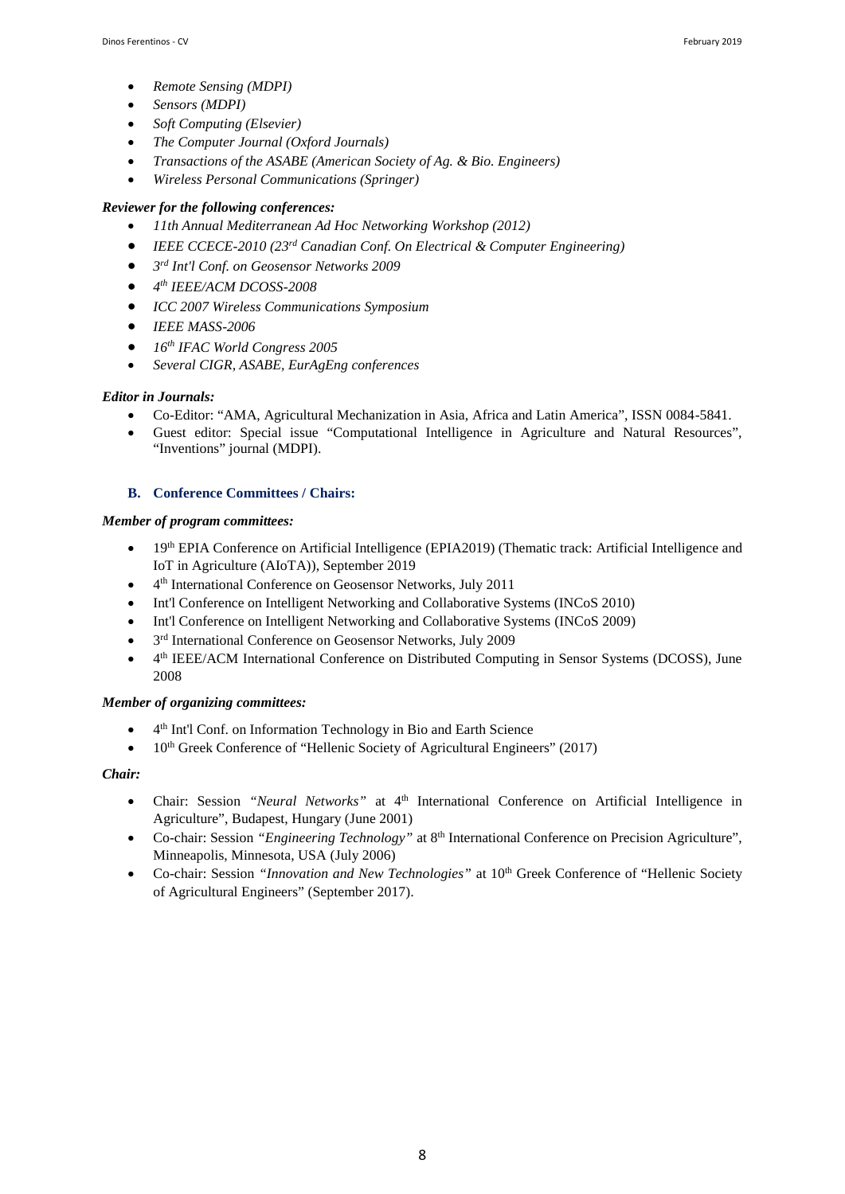- *Remote Sensing (MDPI)*
- *Sensors (MDPI)*
- *Soft Computing (Elsevier)*
- *The Computer Journal (Oxford Journals)*
- *Transactions of the ASABE (American Society of Ag. & Bio. Engineers)*
- *Wireless Personal Communications (Springer)*

***Reviewer for the following conferences:***

- *11th Annual Mediterranean Ad Hoc Networking Workshop (2012)*
- *IEEE CCECE-2010 (23rd Canadian Conf. On Electrical & Computer Engineering)*
- *3rd Int'l Conf. on Geosensor Networks 2009*
- *4th IEEE/ACM DCOSS-2008*
- *ICC 2007 Wireless Communications Symposium*
- *IEEE MASS-2006*
- *16th IFAC World Congress 2005*
- *Several CIGR, ASABE, EurAgEng conferences*

***Editor in Journals:***

- Co-Editor: "AMA, Agricultural Mechanization in Asia, Africa and Latin America", ISSN 0084-5841.
- Guest editor: Special issue "Computational Intelligence in Agriculture and Natural Resources", "Inventions" journal (MDPI).

### B. Conference Committees / Chairs:

***Member of program committees:***

- 19th EPIA Conference on Artificial Intelligence (EPIA2019) (Thematic track: Artificial Intelligence and IoT in Agriculture (AIoTA)), September 2019
- 4th International Conference on Geosensor Networks, July 2011
- Int'l Conference on Intelligent Networking and Collaborative Systems (INCoS 2010)
- Int'l Conference on Intelligent Networking and Collaborative Systems (INCoS 2009)
- 3rd International Conference on Geosensor Networks, July 2009
- 4th IEEE/ACM International Conference on Distributed Computing in Sensor Systems (DCOSS), June 2008

***Member of organizing committees:***

- 4th Int'l Conf. on Information Technology in Bio and Earth Science
- 10th Greek Conference of "Hellenic Society of Agricultural Engineers" (2017)

***Chair:***

- Chair: Session *"Neural Networks"* at 4th International Conference on Artificial Intelligence in Agriculture", Budapest, Hungary (June 2001)
- Co-chair: Session *"Engineering Technology"* at 8th International Conference on Precision Agriculture", Minneapolis, Minnesota, USA (July 2006)
- Co-chair: Session *"Innovation and New Technologies"* at 10th Greek Conference of "Hellenic Society of Agricultural Engineers" (September 2017).